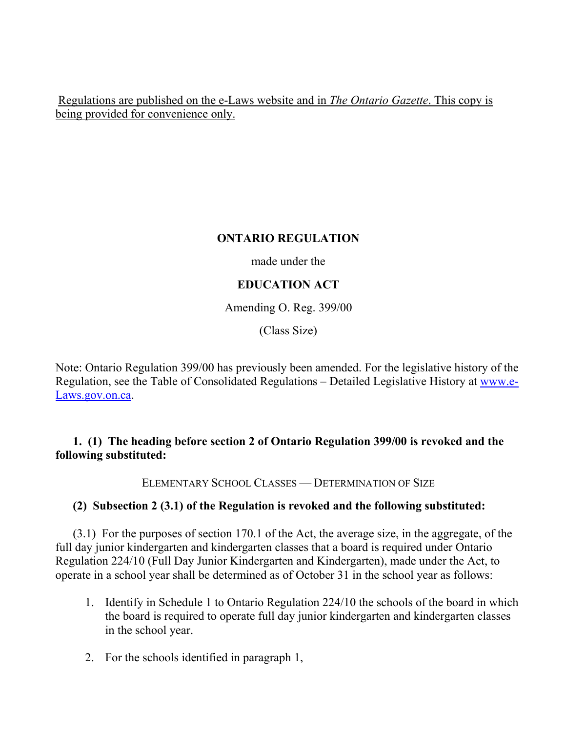Regulations are published on the e-Laws website and in *The Ontario Gazette*. This copy is being provided for convenience only.

**ONTARIO REGULATION**

made under the

**EDUCATION ACT**

Amending O. Reg. 399/00

(Class Size)

Note: Ontario Regulation 399/00 has previously been amended. For the legislative history of the Regulation, see the Table of Consolidated Regulations – Detailed Legislative History at www.e-Laws.gov.on.ca.

**1. (1) The heading before section 2 of Ontario Regulation 399/00 is revoked and the following substituted:**

ELEMENTARY SCHOOL CLASSES — DETERMINATION OF SIZE

**(2) Subsection 2 (3.1) of the Regulation is revoked and the following substituted:**

(3.1) For the purposes of section 170.1 of the Act, the average size, in the aggregate, of the full day junior kindergarten and kindergarten classes that a board is required under Ontario Regulation 224/10 (Full Day Junior Kindergarten and Kindergarten), made under the Act, to operate in a school year shall be determined as of October 31 in the school year as follows:

1. Identify in Schedule 1 to Ontario Regulation 224/10 the schools of the board in which the board is required to operate full day junior kindergarten and kindergarten classes in the school year.

2. For the schools identified in paragraph 1,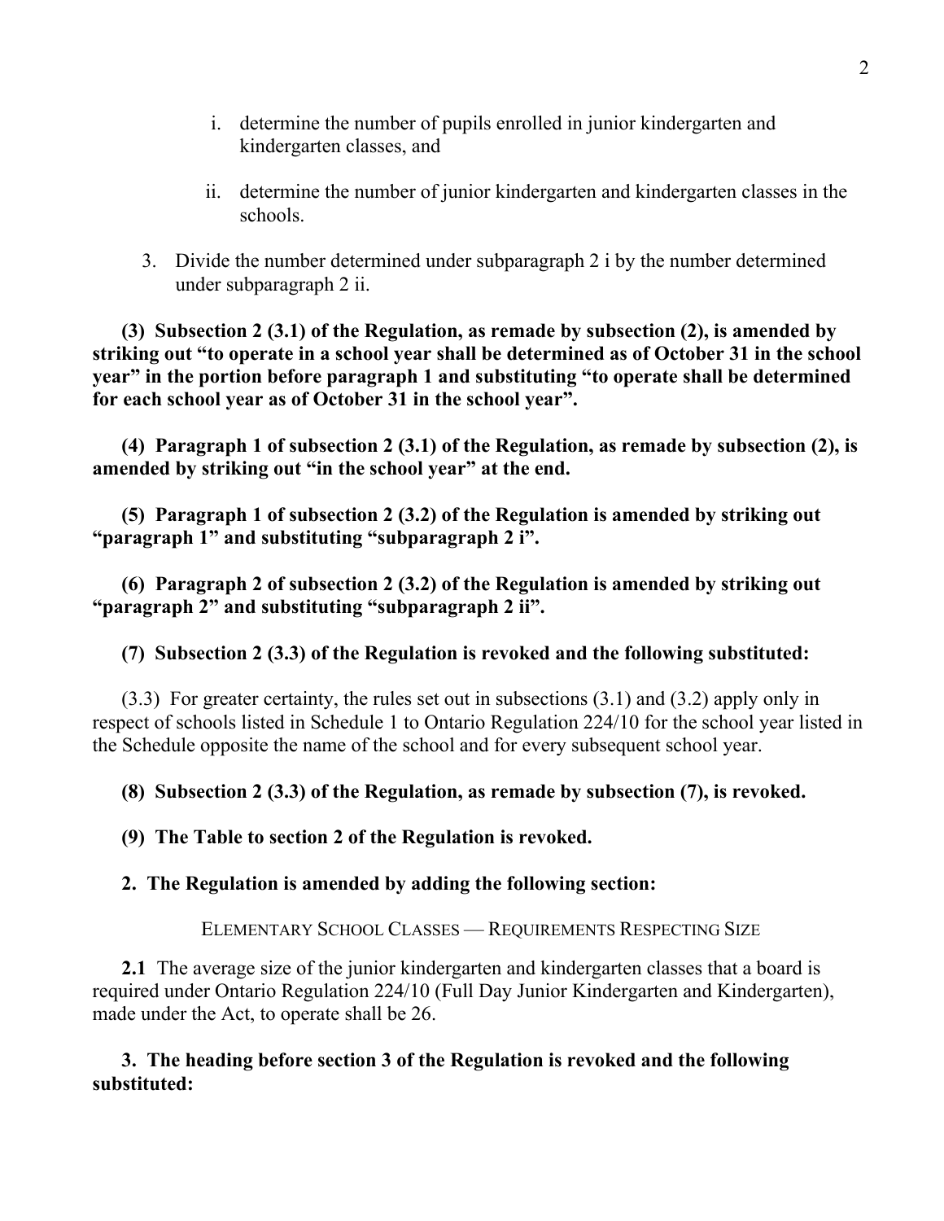i. determine the number of pupils enrolled in junior kindergarten and kindergarten classes, and

ii. determine the number of junior kindergarten and kindergarten classes in the schools.

3. Divide the number determined under subparagraph 2 i by the number determined under subparagraph 2 ii.

**(3) Subsection 2 (3.1) of the Regulation, as remade by subsection (2), is amended by striking out "to operate in a school year shall be determined as of October 31 in the school year" in the portion before paragraph 1 and substituting "to operate shall be determined for each school year as of October 31 in the school year".**

**(4) Paragraph 1 of subsection 2 (3.1) of the Regulation, as remade by subsection (2), is amended by striking out "in the school year" at the end.**

**(5) Paragraph 1 of subsection 2 (3.2) of the Regulation is amended by striking out "paragraph 1" and substituting "subparagraph 2 i".**

**(6) Paragraph 2 of subsection 2 (3.2) of the Regulation is amended by striking out "paragraph 2" and substituting "subparagraph 2 ii".**

**(7) Subsection 2 (3.3) of the Regulation is revoked and the following substituted:**

(3.3) For greater certainty, the rules set out in subsections (3.1) and (3.2) apply only in respect of schools listed in Schedule 1 to Ontario Regulation 224/10 for the school year listed in the Schedule opposite the name of the school and for every subsequent school year.

**(8) Subsection 2 (3.3) of the Regulation, as remade by subsection (7), is revoked.**

**(9) The Table to section 2 of the Regulation is revoked.**

**2. The Regulation is amended by adding the following section:**

ELEMENTARY SCHOOL CLASSES — REQUIREMENTS RESPECTING SIZE

**2.1** The average size of the junior kindergarten and kindergarten classes that a board is required under Ontario Regulation 224/10 (Full Day Junior Kindergarten and Kindergarten), made under the Act, to operate shall be 26.

**3. The heading before section 3 of the Regulation is revoked and the following substituted:**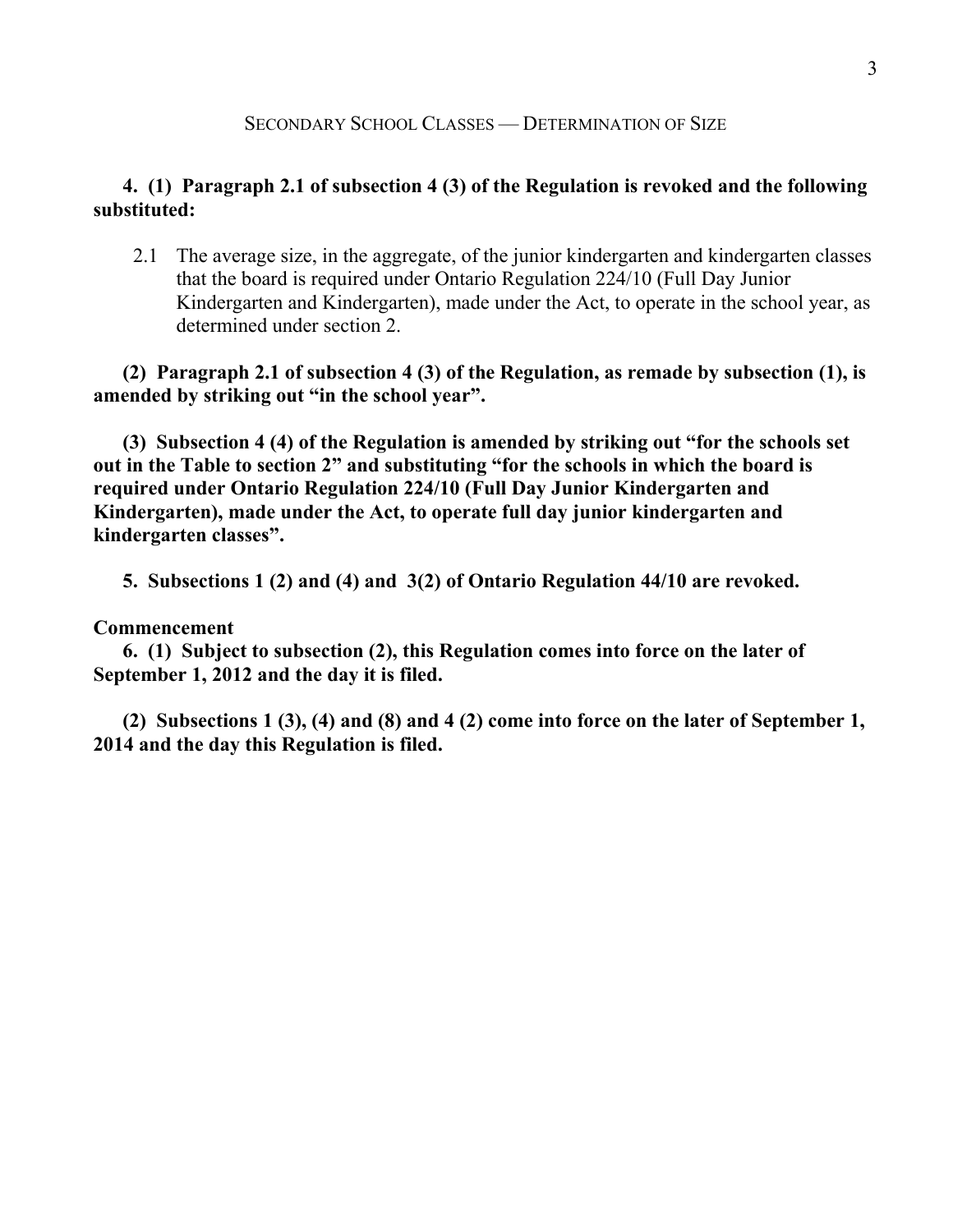SECONDARY SCHOOL CLASSES — DETERMINATION OF SIZE

**4. (1) Paragraph 2.1 of subsection 4 (3) of the Regulation is revoked and the following substituted:**

2.1 The average size, in the aggregate, of the junior kindergarten and kindergarten classes that the board is required under Ontario Regulation 224/10 (Full Day Junior Kindergarten and Kindergarten), made under the Act, to operate in the school year, as determined under section 2.

**(2) Paragraph 2.1 of subsection 4 (3) of the Regulation, as remade by subsection (1), is amended by striking out "in the school year".**

**(3) Subsection 4 (4) of the Regulation is amended by striking out "for the schools set out in the Table to section 2" and substituting "for the schools in which the board is required under Ontario Regulation 224/10 (Full Day Junior Kindergarten and Kindergarten), made under the Act, to operate full day junior kindergarten and kindergarten classes".**

**5. Subsections 1 (2) and (4) and 3(2) of Ontario Regulation 44/10 are revoked.**

**Commencement**

**6. (1) Subject to subsection (2), this Regulation comes into force on the later of September 1, 2012 and the day it is filed.**

**(2) Subsections 1 (3), (4) and (8) and 4 (2) come into force on the later of September 1, 2014 and the day this Regulation is filed.**